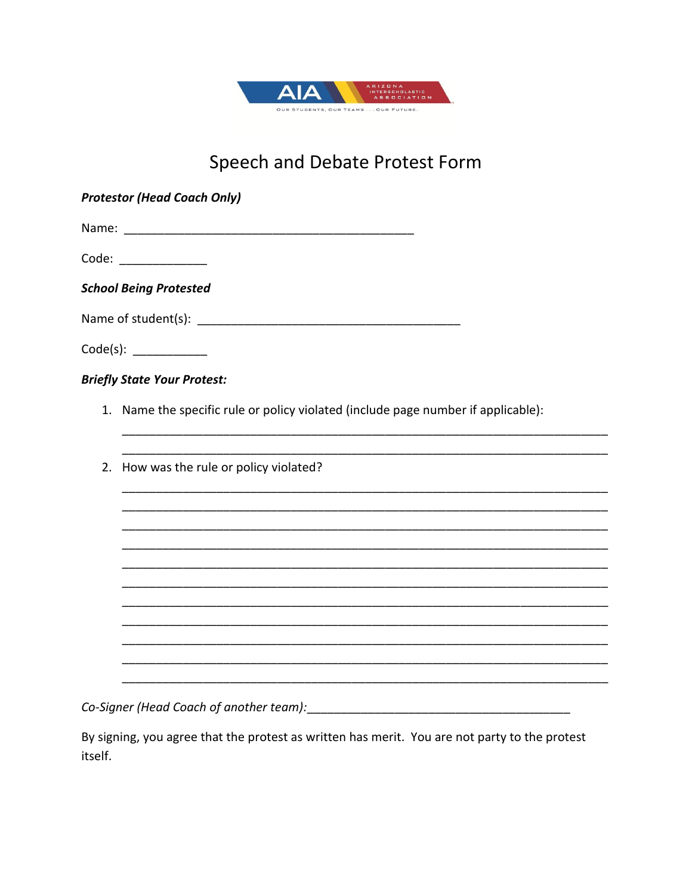ARIZONA INTERSCHOLASTIC ASSOCIATION

OUR STUDENTS, OUR TEAMS . . . OUR FUTURE.

# Speech and Debate Protest Form

***Protestor (Head Coach Only)***

Name: ____________________________________________

Code: _____________

***School Being Protested***

Name of student(s): ________________________________________

Code(s): ___________

***Briefly State Your Protest:***

1. Name the specific rule or policy violated (include page number if applicable):

   ___________________________________________________________________________

   ___________________________________________________________________________

2. How was the rule or policy violated?

   ___________________________________________________________________________

   ___________________________________________________________________________

   ___________________________________________________________________________

   ___________________________________________________________________________

   ___________________________________________________________________________

   ___________________________________________________________________________

   ___________________________________________________________________________

   ___________________________________________________________________________

   ___________________________________________________________________________

   ___________________________________________________________________________

   ___________________________________________________________________________

*Co-Signer (Head Coach of another team):*________________________________________

By signing, you agree that the protest as written has merit. You are not party to the protest itself.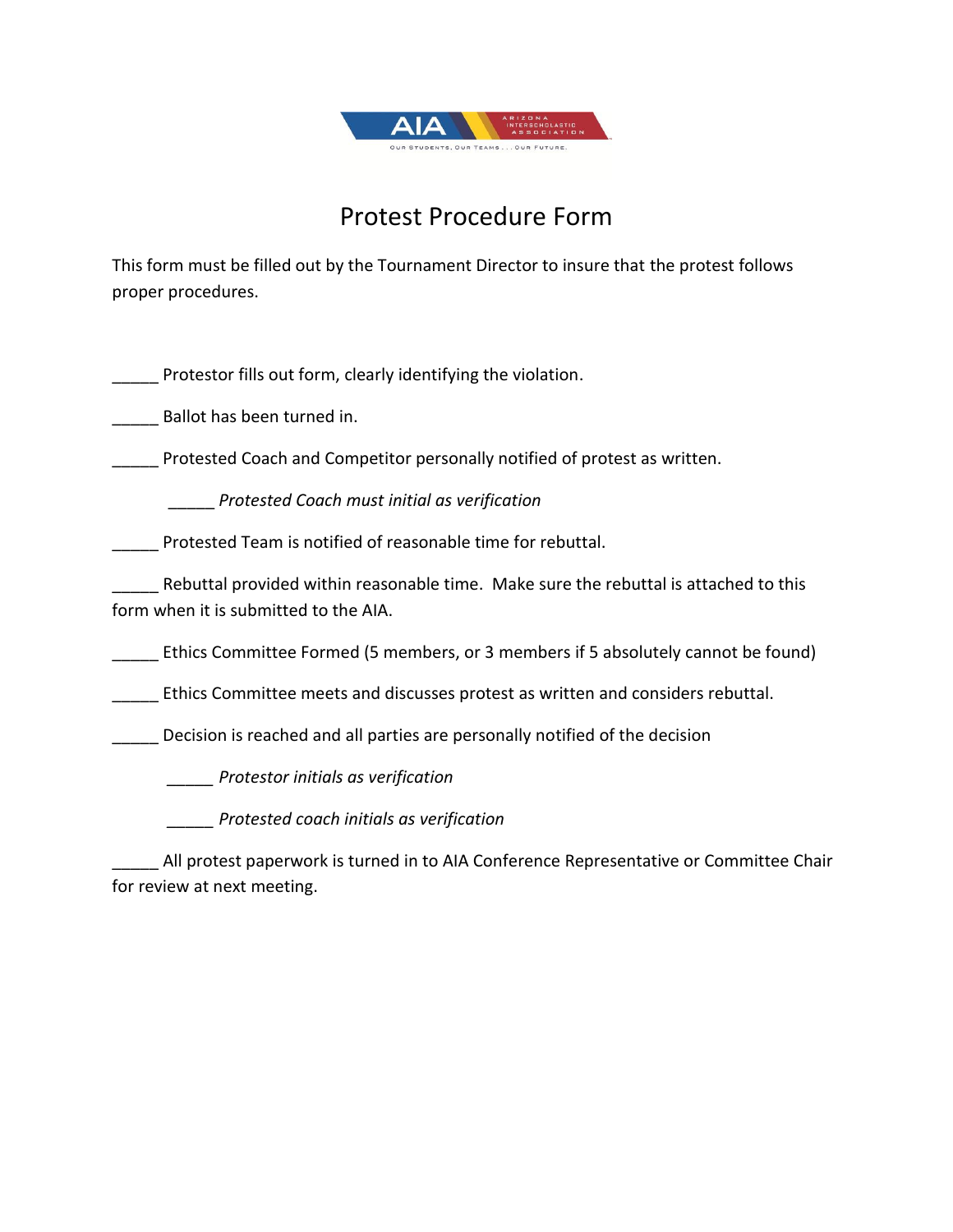# Protest Procedure Form

This form must be filled out by the Tournament Director to insure that the protest follows proper procedures.

_____ Protestor fills out form, clearly identifying the violation.

_____ Ballot has been turned in.

_____ Protested Coach and Competitor personally notified of protest as written.

    _____ *Protested Coach must initial as verification*

_____ Protested Team is notified of reasonable time for rebuttal.

_____ Rebuttal provided within reasonable time. Make sure the rebuttal is attached to this form when it is submitted to the AIA.

_____ Ethics Committee Formed (5 members, or 3 members if 5 absolutely cannot be found)

_____ Ethics Committee meets and discusses protest as written and considers rebuttal.

_____ Decision is reached and all parties are personally notified of the decision

    _____ *Protestor initials as verification*

    _____ *Protested coach initials as verification*

_____ All protest paperwork is turned in to AIA Conference Representative or Committee Chair for review at next meeting.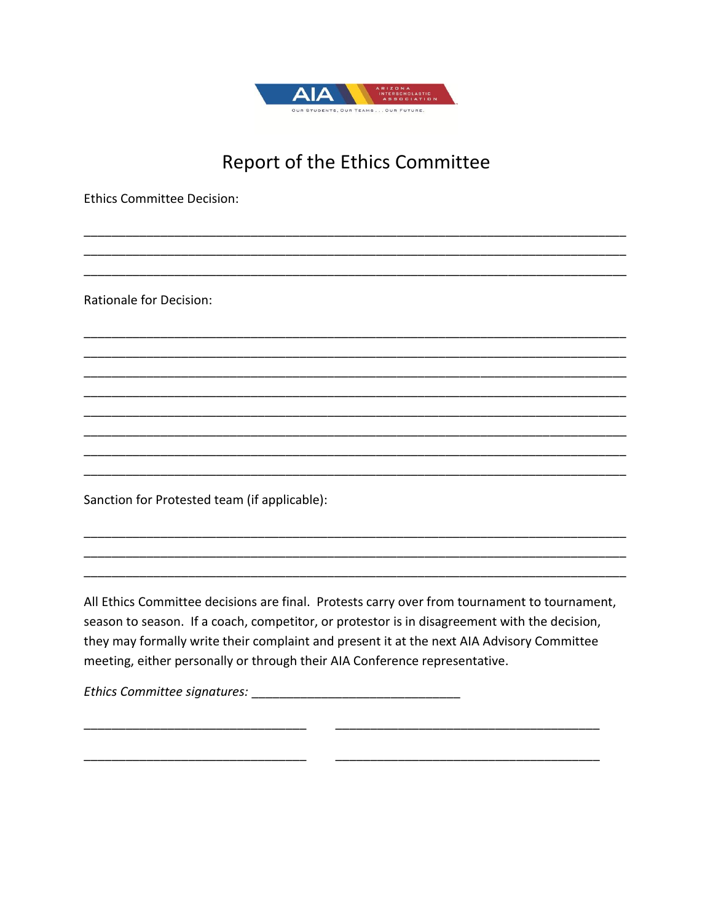# Report of the Ethics Committee

Ethics Committee Decision:

_______________________________________________________________________________
_______________________________________________________________________________
_______________________________________________________________________________

Rationale for Decision:

_______________________________________________________________________________
_______________________________________________________________________________
_______________________________________________________________________________
_______________________________________________________________________________
_______________________________________________________________________________
_______________________________________________________________________________
_______________________________________________________________________________
_______________________________________________________________________________

Sanction for Protested team (if applicable):

_______________________________________________________________________________
_______________________________________________________________________________
_______________________________________________________________________________

All Ethics Committee decisions are final. Protests carry over from tournament to tournament, season to season. If a coach, competitor, or protestor is in disagreement with the decision, they may formally write their complaint and present it at the next AIA Advisory Committee meeting, either personally or through their AIA Conference representative.

*Ethics Committee signatures:* ______________________________

________________________________ ______________________________________

________________________________ ______________________________________